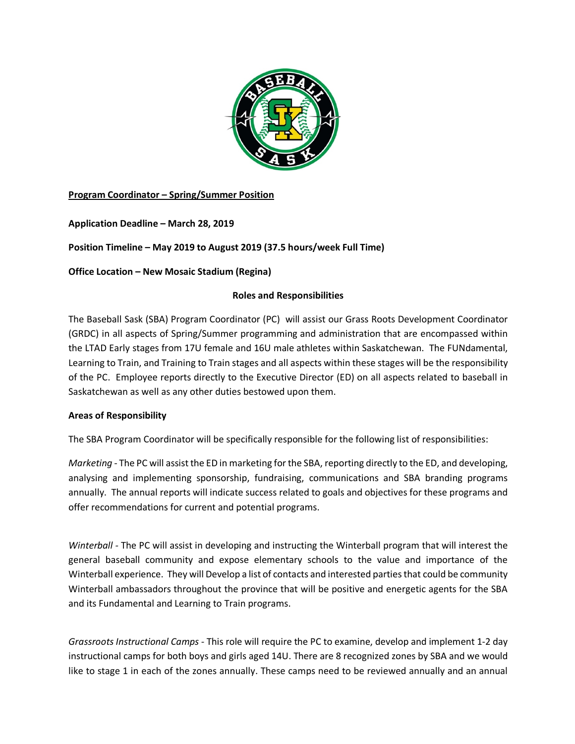**Program Coordinator – Spring/Summer Position**

**Application Deadline – March 28, 2019**

**Position Timeline – May 2019 to August 2019 (37.5 hours/week Full Time)**

**Office Location – New Mosaic Stadium (Regina)**

**Roles and Responsibilities**

The Baseball Sask (SBA) Program Coordinator (PC) will assist our Grass Roots Development Coordinator (GRDC) in all aspects of Spring/Summer programming and administration that are encompassed within the LTAD Early stages from 17U female and 16U male athletes within Saskatchewan. The FUNdamental, Learning to Train, and Training to Train stages and all aspects within these stages will be the responsibility of the PC. Employee reports directly to the Executive Director (ED) on all aspects related to baseball in Saskatchewan as well as any other duties bestowed upon them.

**Areas of Responsibility**

The SBA Program Coordinator will be specifically responsible for the following list of responsibilities:

*Marketing* - The PC will assist the ED in marketing for the SBA, reporting directly to the ED, and developing, analysing and implementing sponsorship, fundraising, communications and SBA branding programs annually. The annual reports will indicate success related to goals and objectives for these programs and offer recommendations for current and potential programs.

*Winterball* - The PC will assist in developing and instructing the Winterball program that will interest the general baseball community and expose elementary schools to the value and importance of the Winterball experience. They will Develop a list of contacts and interested parties that could be community Winterball ambassadors throughout the province that will be positive and energetic agents for the SBA and its Fundamental and Learning to Train programs.

*Grassroots Instructional Camps* - This role will require the PC to examine, develop and implement 1-2 day instructional camps for both boys and girls aged 14U. There are 8 recognized zones by SBA and we would like to stage 1 in each of the zones annually. These camps need to be reviewed annually and an annual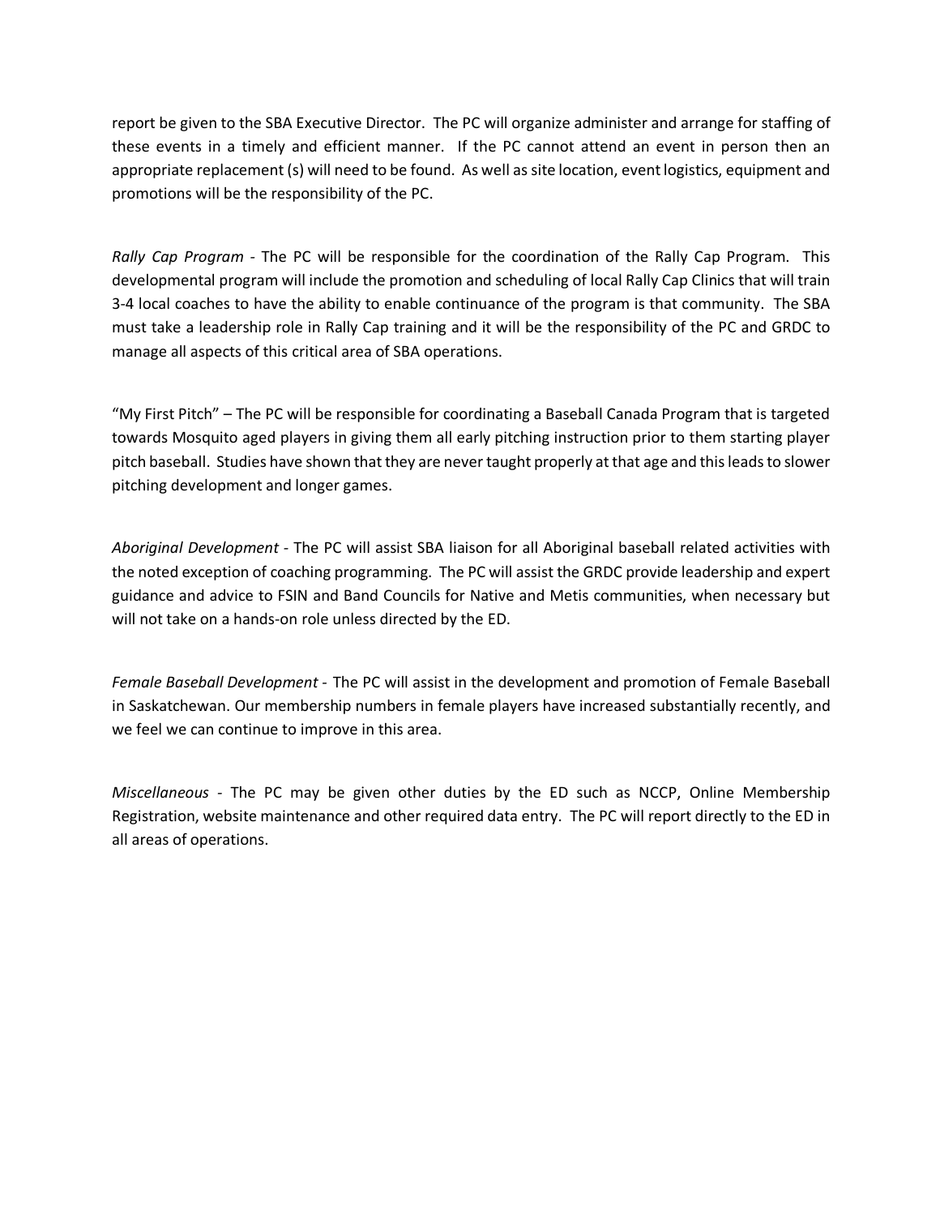report be given to the SBA Executive Director. The PC will organize administer and arrange for staffing of these events in a timely and efficient manner. If the PC cannot attend an event in person then an appropriate replacement (s) will need to be found. As well as site location, event logistics, equipment and promotions will be the responsibility of the PC.

*Rally Cap Program* - The PC will be responsible for the coordination of the Rally Cap Program. This developmental program will include the promotion and scheduling of local Rally Cap Clinics that will train 3-4 local coaches to have the ability to enable continuance of the program is that community. The SBA must take a leadership role in Rally Cap training and it will be the responsibility of the PC and GRDC to manage all aspects of this critical area of SBA operations.

"My First Pitch" – The PC will be responsible for coordinating a Baseball Canada Program that is targeted towards Mosquito aged players in giving them all early pitching instruction prior to them starting player pitch baseball. Studies have shown that they are never taught properly at that age and this leads to slower pitching development and longer games.

*Aboriginal Development* - The PC will assist SBA liaison for all Aboriginal baseball related activities with the noted exception of coaching programming. The PC will assist the GRDC provide leadership and expert guidance and advice to FSIN and Band Councils for Native and Metis communities, when necessary but will not take on a hands-on role unless directed by the ED.

*Female Baseball Development* - The PC will assist in the development and promotion of Female Baseball in Saskatchewan. Our membership numbers in female players have increased substantially recently, and we feel we can continue to improve in this area.

*Miscellaneous* - The PC may be given other duties by the ED such as NCCP, Online Membership Registration, website maintenance and other required data entry. The PC will report directly to the ED in all areas of operations.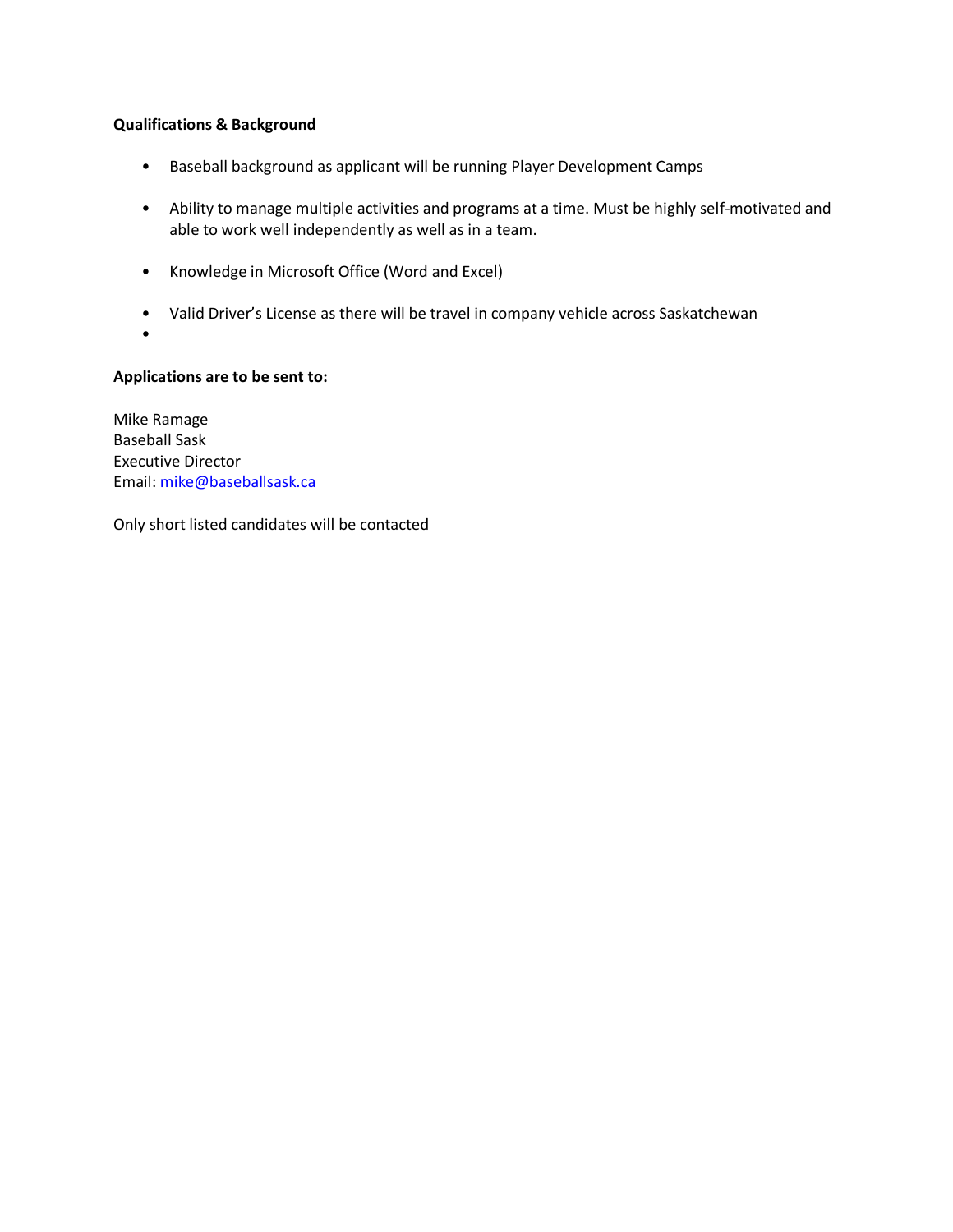**Qualifications & Background**

- Baseball background as applicant will be running Player Development Camps
- Ability to manage multiple activities and programs at a time. Must be highly self-motivated and able to work well independently as well as in a team.
- Knowledge in Microsoft Office (Word and Excel)
- Valid Driver's License as there will be travel in company vehicle across Saskatchewan
- 

**Applications are to be sent to:**

Mike Ramage
Baseball Sask
Executive Director
Email: mike@baseballsask.ca

Only short listed candidates will be contacted